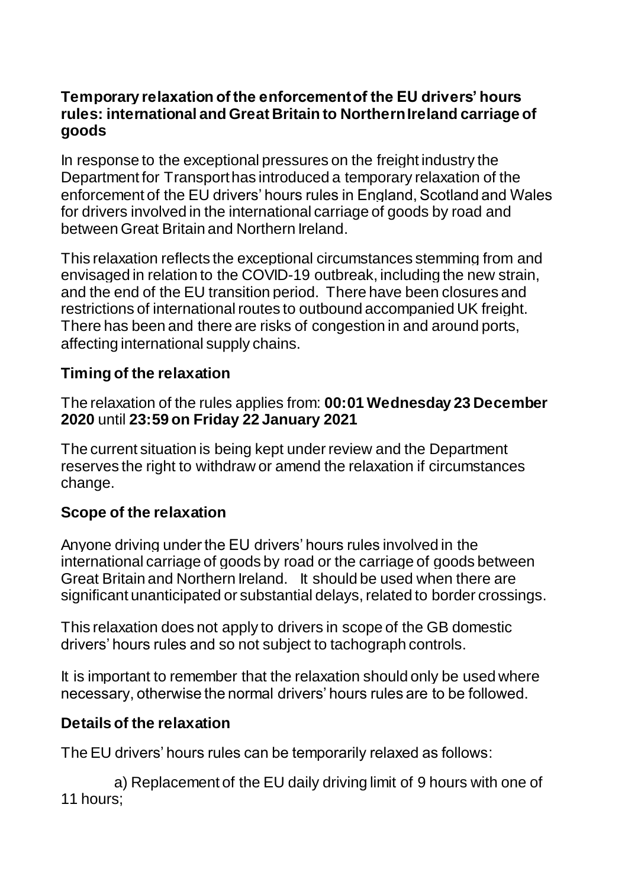**Temporary relaxation of the enforcement of the EU drivers' hours rules: international and Great Britain to Northern Ireland carriage of goods**

In response to the exceptional pressures on the freight industry the Department for Transport has introduced a temporary relaxation of the enforcement of the EU drivers' hours rules in England, Scotland and Wales for drivers involved in the international carriage of goods by road and between Great Britain and Northern Ireland.

This relaxation reflects the exceptional circumstances stemming from and envisaged in relation to the COVID-19 outbreak, including the new strain, and the end of the EU transition period. There have been closures and restrictions of international routes to outbound accompanied UK freight. There has been and there are risks of congestion in and around ports, affecting international supply chains.

## Timing of the relaxation

The relaxation of the rules applies from: **00:01 Wednesday 23 December 2020** until **23:59 on Friday 22 January 2021**

The current situation is being kept under review and the Department reserves the right to withdraw or amend the relaxation if circumstances change.

## Scope of the relaxation

Anyone driving under the EU drivers' hours rules involved in the international carriage of goods by road or the carriage of goods between Great Britain and Northern Ireland. It should be used when there are significant unanticipated or substantial delays, related to border crossings.

This relaxation does not apply to drivers in scope of the GB domestic drivers' hours rules and so not subject to tachograph controls.

It is important to remember that the relaxation should only be used where necessary, otherwise the normal drivers' hours rules are to be followed.

## Details of the relaxation

The EU drivers' hours rules can be temporarily relaxed as follows:

a) Replacement of the EU daily driving limit of 9 hours with one of 11 hours;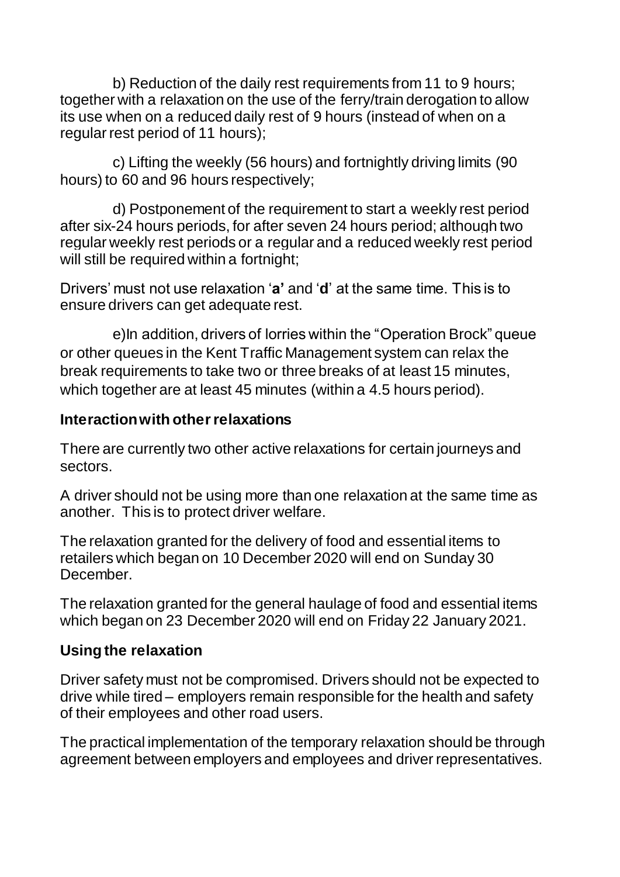b) Reduction of the daily rest requirements from 11 to 9 hours; together with a relaxation on the use of the ferry/train derogation to allow its use when on a reduced daily rest of 9 hours (instead of when on a regular rest period of 11 hours);

c) Lifting the weekly (56 hours) and fortnightly driving limits (90 hours) to 60 and 96 hours respectively;

d) Postponement of the requirement to start a weekly rest period after six-24 hours periods, for after seven 24 hours period; although two regular weekly rest periods or a regular and a reduced weekly rest period will still be required within a fortnight;

Drivers' must not use relaxation '**a'** and '**d**' at the same time. This is to ensure drivers can get adequate rest.

e)In addition, drivers of lorries within the "Operation Brock" queue or other queues in the Kent Traffic Management system can relax the break requirements to take two or three breaks of at least 15 minutes, which together are at least 45 minutes (within a 4.5 hours period).

## Interaction with other relaxations

There are currently two other active relaxations for certain journeys and sectors.

A driver should not be using more than one relaxation at the same time as another. This is to protect driver welfare.

The relaxation granted for the delivery of food and essential items to retailers which began on 10 December 2020 will end on Sunday 30 December.

The relaxation granted for the general haulage of food and essential items which began on 23 December 2020 will end on Friday 22 January 2021.

## Using the relaxation

Driver safety must not be compromised. Drivers should not be expected to drive while tired – employers remain responsible for the health and safety of their employees and other road users.

The practical implementation of the temporary relaxation should be through agreement between employers and employees and driver representatives.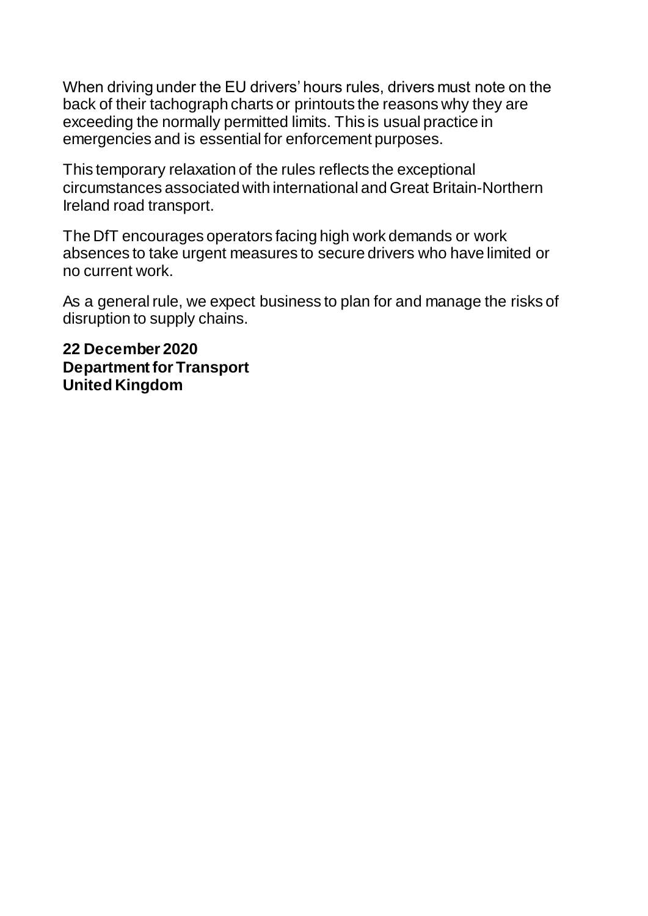When driving under the EU drivers' hours rules, drivers must note on the back of their tachograph charts or printouts the reasons why they are exceeding the normally permitted limits. This is usual practice in emergencies and is essential for enforcement purposes.

This temporary relaxation of the rules reflects the exceptional circumstances associated with international and Great Britain-Northern Ireland road transport.

The DfT encourages operators facing high work demands or work absences to take urgent measures to secure drivers who have limited or no current work.

As a general rule, we expect business to plan for and manage the risks of disruption to supply chains.

**22 December 2020**
**Department for Transport**
**United Kingdom**